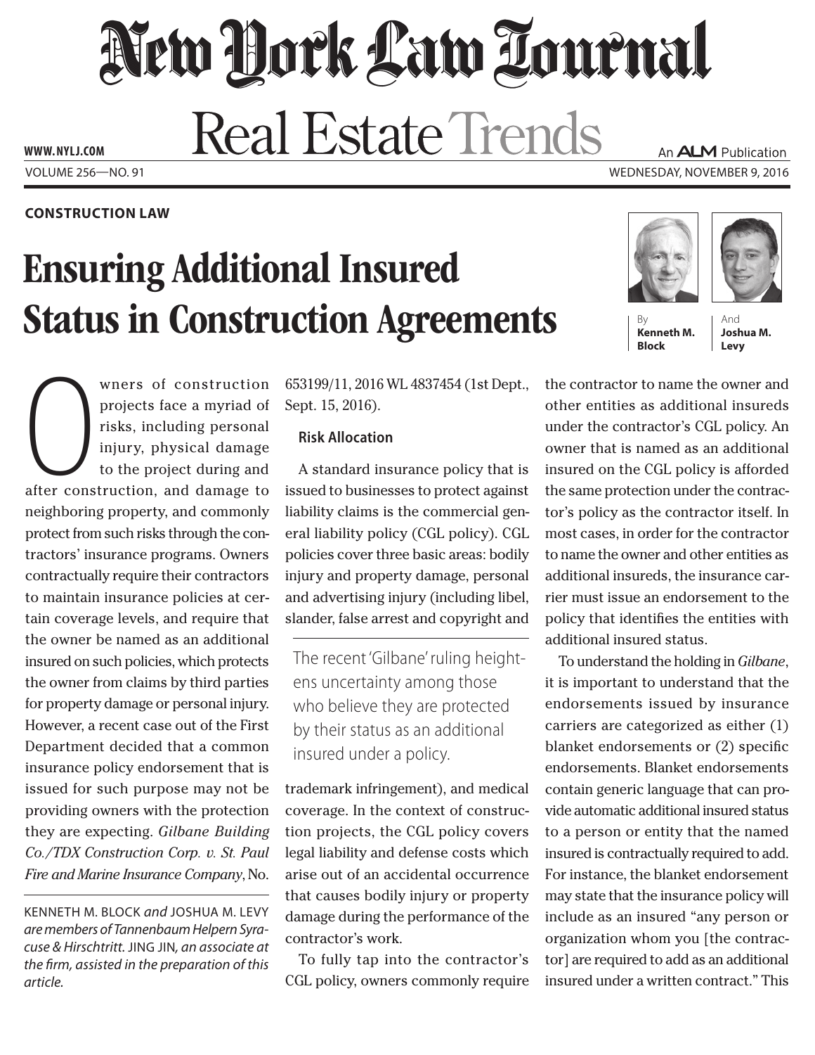# New York Law Journal

## Real Estate Trends

**CONSTRUCTION LAW**

# Ensuring Additional Insured Status in Construction Agreements

By **Kenneth M. Block** And **Joshua M. Levy**

Owners of construction projects face a myriad of risks, including personal injury, physical damage to the project during and after construction, and damage to neighboring property, and commonly protect from such risks through the contractors' insurance programs. Owners contractually require their contractors to maintain insurance policies at certain coverage levels, and require that the owner be named as an additional insured on such policies, which protects the owner from claims by third parties for property damage or personal injury. However, a recent case out of the First Department decided that a common insurance policy endorsement that is issued for such purpose may not be providing owners with the protection they are expecting. *Gilbane Building Co./TDX Construction Corp. v. St. Paul Fire and Marine Insurance Company*, No. 653199/11, 2016 WL 4837454 (1st Dept., Sept. 15, 2016).

KENNETH M. BLOCK *and* JOSHUA M. LEVY *are members of Tannenbaum Helpern Syracuse & Hirschtritt.* JING JIN*, an associate at the firm, assisted in the preparation of this article.*

### Risk Allocation

A standard insurance policy that is issued to businesses to protect against liability claims is the commercial general liability policy (CGL policy). CGL policies cover three basic areas: bodily injury and property damage, personal and advertising injury (including libel, slander, false arrest and copyright and trademark infringement), and medical coverage. In the context of construction projects, the CGL policy covers legal liability and defense costs which arise out of an accidental occurrence that causes bodily injury or property damage during the performance of the contractor's work.

> The recent 'Gilbane' ruling heightens uncertainty among those who believe they are protected by their status as an additional insured under a policy.

To fully tap into the contractor's CGL policy, owners commonly require the contractor to name the owner and other entities as additional insureds under the contractor's CGL policy. An owner that is named as an additional insured on the CGL policy is afforded the same protection under the contractor's policy as the contractor itself. In most cases, in order for the contractor to name the owner and other entities as additional insureds, the insurance carrier must issue an endorsement to the policy that identifies the entities with additional insured status.

To understand the holding in *Gilbane*, it is important to understand that the endorsements issued by insurance carriers are categorized as either (1) blanket endorsements or (2) specific endorsements. Blanket endorsements contain generic language that can provide automatic additional insured status to a person or entity that the named insured is contractually required to add. For instance, the blanket endorsement may state that the insurance policy will include as an insured "any person or organization whom you [the contractor] are required to add as an additional insured under a written contract." This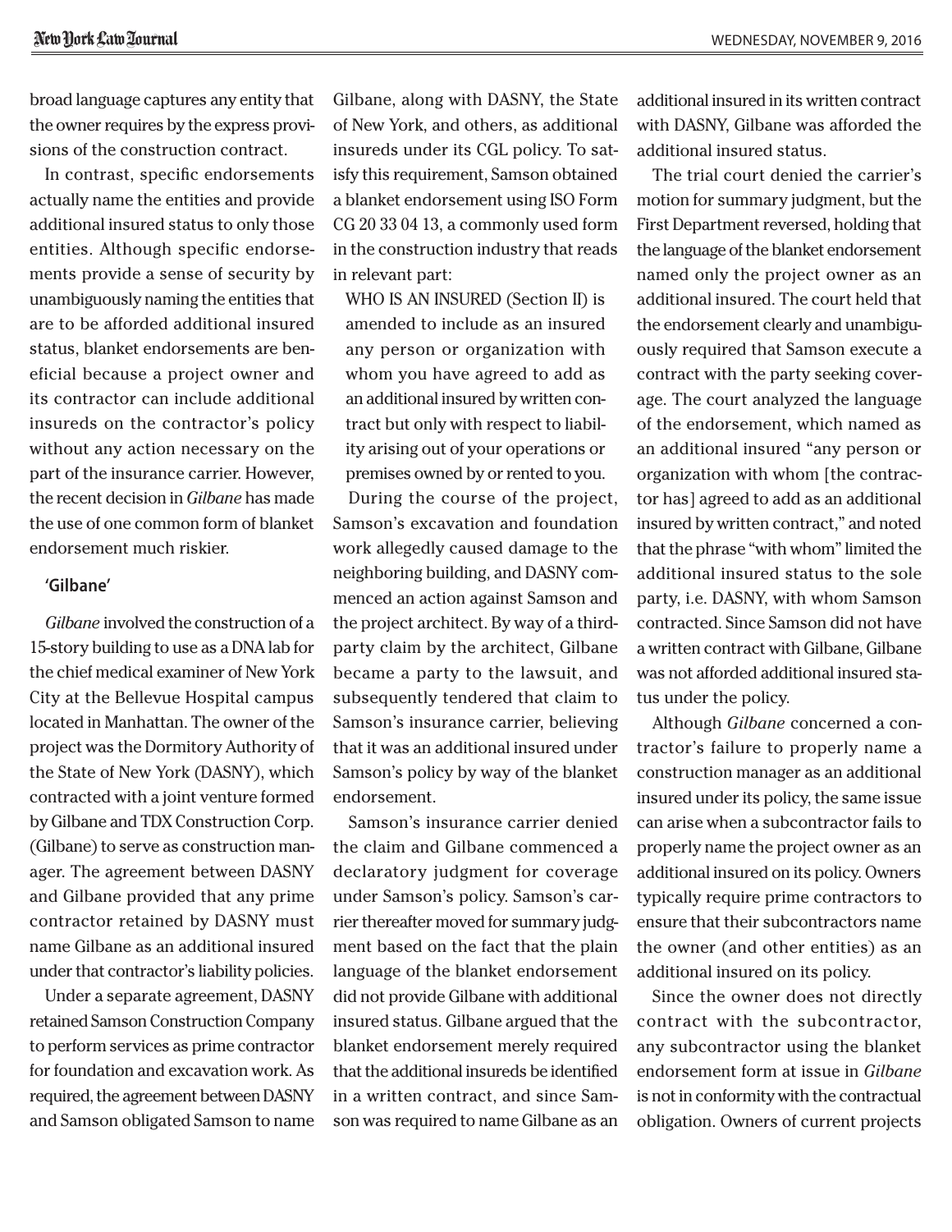broad language captures any entity that the owner requires by the express provisions of the construction contract.

In contrast, specific endorsements actually name the entities and provide additional insured status to only those entities. Although specific endorsements provide a sense of security by unambiguously naming the entities that are to be afforded additional insured status, blanket endorsements are beneficial because a project owner and its contractor can include additional insureds on the contractor's policy without any action necessary on the part of the insurance carrier. However, the recent decision in *Gilbane* has made the use of one common form of blanket endorsement much riskier.

## 'Gilbane'

*Gilbane* involved the construction of a 15-story building to use as a DNA lab for the chief medical examiner of New York City at the Bellevue Hospital campus located in Manhattan. The owner of the project was the Dormitory Authority of the State of New York (DASNY), which contracted with a joint venture formed by Gilbane and TDX Construction Corp. (Gilbane) to serve as construction manager. The agreement between DASNY and Gilbane provided that any prime contractor retained by DASNY must name Gilbane as an additional insured under that contractor's liability policies.

Under a separate agreement, DASNY retained Samson Construction Company to perform services as prime contractor for foundation and excavation work. As required, the agreement between DASNY and Samson obligated Samson to name Gilbane, along with DASNY, the State of New York, and others, as additional insureds under its CGL policy. To satisfy this requirement, Samson obtained a blanket endorsement using ISO Form CG 20 33 04 13, a commonly used form in the construction industry that reads in relevant part:

> WHO IS AN INSURED (Section II) is amended to include as an insured any person or organization with whom you have agreed to add as an additional insured by written contract but only with respect to liability arising out of your operations or premises owned by or rented to you.

During the course of the project, Samson's excavation and foundation work allegedly caused damage to the neighboring building, and DASNY commenced an action against Samson and the project architect. By way of a third-party claim by the architect, Gilbane became a party to the lawsuit, and subsequently tendered that claim to Samson's insurance carrier, believing that it was an additional insured under Samson's policy by way of the blanket endorsement.

Samson's insurance carrier denied the claim and Gilbane commenced a declaratory judgment for coverage under Samson's policy. Samson's carrier thereafter moved for summary judgment based on the fact that the plain language of the blanket endorsement did not provide Gilbane with additional insured status. Gilbane argued that the blanket endorsement merely required that the additional insureds be identified in a written contract, and since Samson was required to name Gilbane as an additional insured in its written contract with DASNY, Gilbane was afforded the additional insured status.

The trial court denied the carrier's motion for summary judgment, but the First Department reversed, holding that the language of the blanket endorsement named only the project owner as an additional insured. The court held that the endorsement clearly and unambiguously required that Samson execute a contract with the party seeking coverage. The court analyzed the language of the endorsement, which named as an additional insured "any person or organization with whom [the contractor has] agreed to add as an additional insured by written contract," and noted that the phrase "with whom" limited the additional insured status to the sole party, i.e. DASNY, with whom Samson contracted. Since Samson did not have a written contract with Gilbane, Gilbane was not afforded additional insured status under the policy.

Although *Gilbane* concerned a contractor's failure to properly name a construction manager as an additional insured under its policy, the same issue can arise when a subcontractor fails to properly name the project owner as an additional insured on its policy. Owners typically require prime contractors to ensure that their subcontractors name the owner (and other entities) as an additional insured on its policy.

Since the owner does not directly contract with the subcontractor, any subcontractor using the blanket endorsement form at issue in *Gilbane* is not in conformity with the contractual obligation. Owners of current projects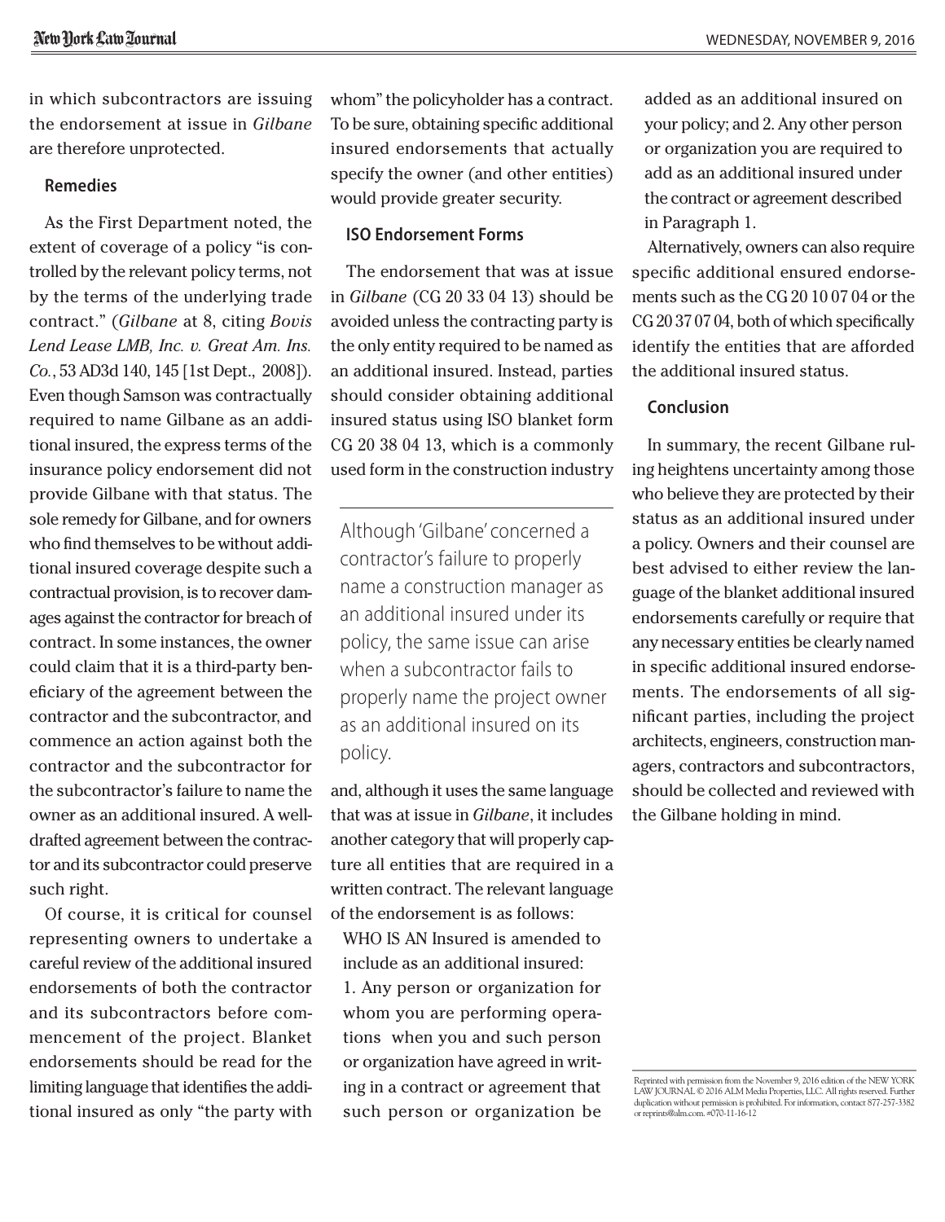in which subcontractors are issuing the endorsement at issue in *Gilbane* are therefore unprotected.

## Remedies

As the First Department noted, the extent of coverage of a policy "is controlled by the relevant policy terms, not by the terms of the underlying trade contract." (*Gilbane* at 8, citing *Bovis Lend Lease LMB, Inc. v. Great Am. Ins. Co.*, 53 AD3d 140, 145 [1st Dept., 2008]). Even though Samson was contractually required to name Gilbane as an additional insured, the express terms of the insurance policy endorsement did not provide Gilbane with that status. The sole remedy for Gilbane, and for owners who find themselves to be without additional insured coverage despite such a contractual provision, is to recover damages against the contractor for breach of contract. In some instances, the owner could claim that it is a third-party beneficiary of the agreement between the contractor and the subcontractor, and commence an action against both the contractor and the subcontractor for the subcontractor's failure to name the owner as an additional insured. A well-drafted agreement between the contractor and its subcontractor could preserve such right.

Of course, it is critical for counsel representing owners to undertake a careful review of the additional insured endorsements of both the contractor and its subcontractors before commencement of the project. Blanket endorsements should be read for the limiting language that identifies the additional insured as only "the party with whom" the policyholder has a contract. To be sure, obtaining specific additional insured endorsements that actually specify the owner (and other entities) would provide greater security.

## ISO Endorsement Forms

The endorsement that was at issue in *Gilbane* (CG 20 33 04 13) should be avoided unless the contracting party is the only entity required to be named as an additional insured. Instead, parties should consider obtaining additional insured status using ISO blanket form CG 20 38 04 13, which is a commonly used form in the construction industry and, although it uses the same language that was at issue in *Gilbane*, it includes another category that will properly capture all entities that are required in a written contract. The relevant language of the endorsement is as follows:

> Although 'Gilbane' concerned a contractor's failure to properly name a construction manager as an additional insured under its policy, the same issue can arise when a subcontractor fails to properly name the project owner as an additional insured on its policy.

WHO IS AN Insured is amended to include as an additional insured: 1. Any person or organization for whom you are performing operations when you and such person or organization have agreed in writing in a contract or agreement that such person or organization be added as an additional insured on your policy; and 2. Any other person or organization you are required to add as an additional insured under the contract or agreement described in Paragraph 1.

Alternatively, owners can also require specific additional ensured endorsements such as the CG 20 10 07 04 or the CG 20 37 07 04, both of which specifically identify the entities that are afforded the additional insured status.

## Conclusion

In summary, the recent Gilbane ruling heightens uncertainty among those who believe they are protected by their status as an additional insured under a policy. Owners and their counsel are best advised to either review the language of the blanket additional insured endorsements carefully or require that any necessary entities be clearly named in specific additional insured endorsements. The endorsements of all significant parties, including the project architects, engineers, construction managers, contractors and subcontractors, should be collected and reviewed with the Gilbane holding in mind.

Reprinted with permission from the November 9, 2016 edition of the NEW YORK LAW JOURNAL © 2016 ALM Media Properties, LLC. All rights reserved. Further duplication without permission is prohibited. For information, contact 877-257-3382 or reprints@alm.com. #070-11-16-12